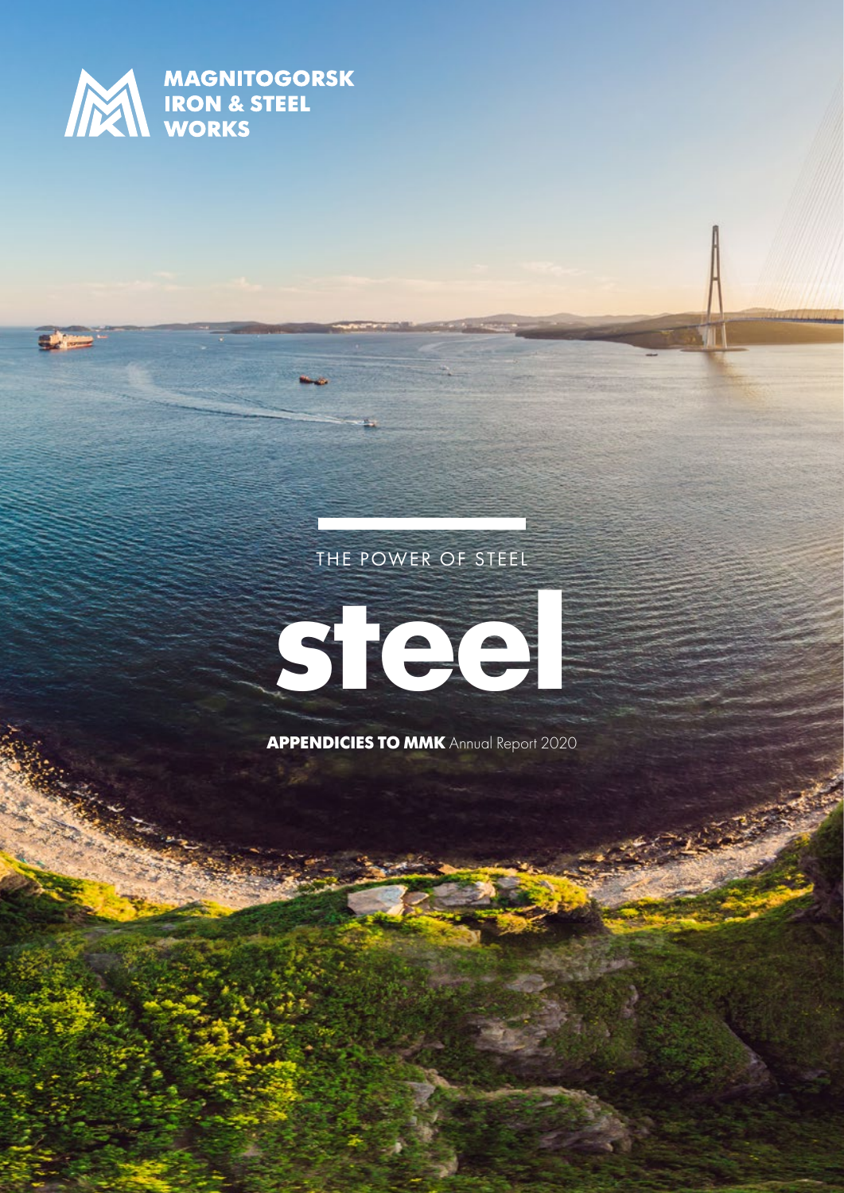MAGNITOGORSK IRON & STEEL WORKS

THE POWER OF STEEL

# steel

**APPENDICIES TO MMK** Annual Report 2020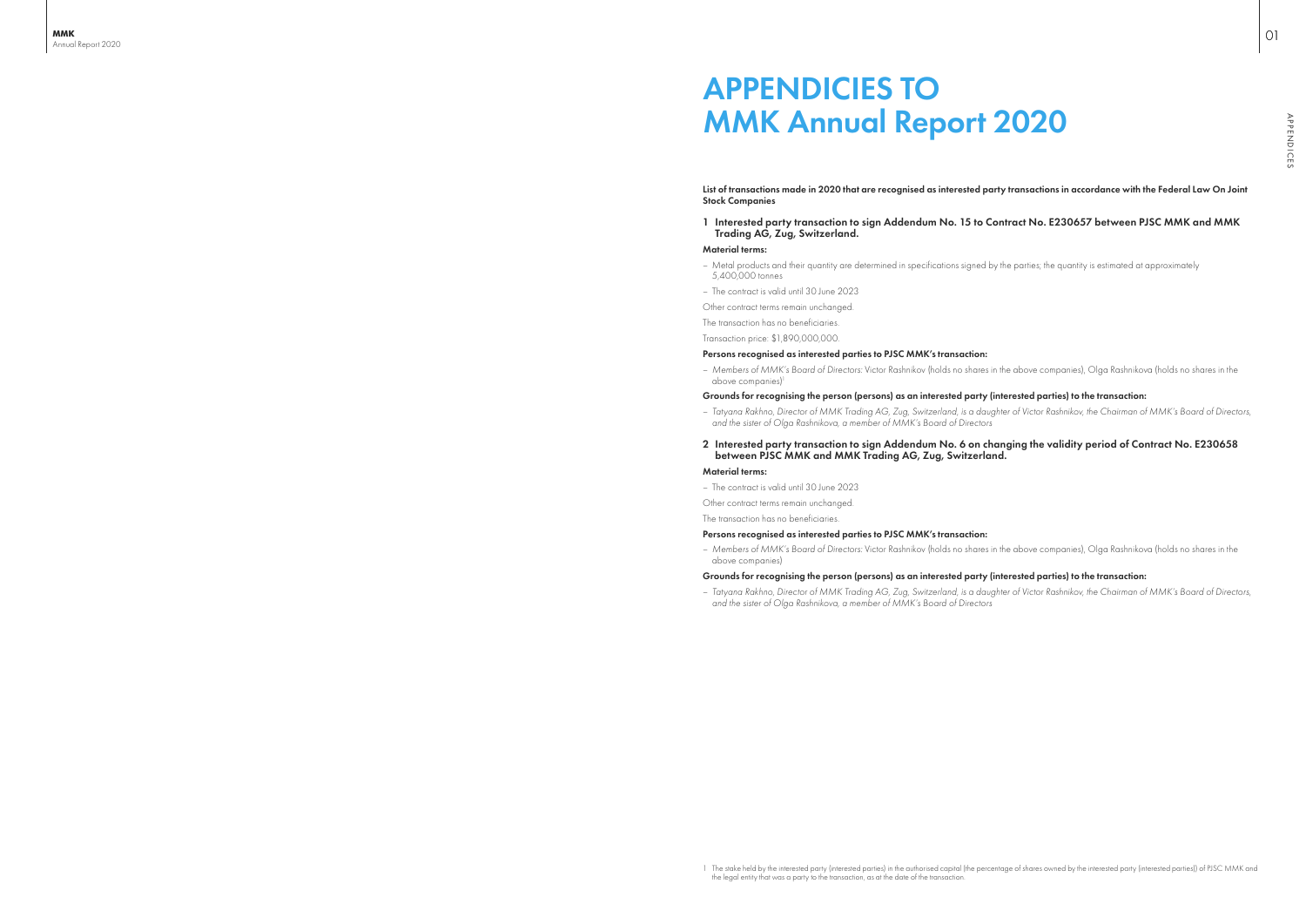# APPENDICIES TO MMK Annual Report 2020

**List of transactions made in 2020 that are recognised as interested party transactions in accordance with the Federal Law On Joint Stock Companies**

## 1 Interested party transaction to sign Addendum No. 15 to Contract No. E230657 between PJSC MMK and MMK Trading AG, Zug, Switzerland.

**Material terms:**

– Metal products and their quantity are determined in specifications signed by the parties; the quantity is estimated at approximately 5,400,000 tonnes

– The contract is valid until 30 June 2023

Other contract terms remain unchanged.

The transaction has no beneficiaries.

Transaction price: $1,890,000,000.

**Persons recognised as interested parties to PJSC MMK's transaction:**

– *Members of MMK's Board of Directors:* Victor Rashnikov (holds no shares in the above companies), Olga Rashnikova (holds no shares in the above companies)[1]

**Grounds for recognising the person (persons) as an interested party (interested parties) to the transaction:**

– *Tatyana Rakhno, Director of MMK Trading AG, Zug, Switzerland, is a daughter of Victor Rashnikov, the Chairman of MMK's Board of Directors, and the sister of Olga Rashnikova, a member of MMK's Board of Directors*

## 2 Interested party transaction to sign Addendum No. 6 on changing the validity period of Contract No. E230658 between PJSC MMK and MMK Trading AG, Zug, Switzerland.

**Material terms:**

– The contract is valid until 30 June 2023

Other contract terms remain unchanged.

The transaction has no beneficiaries.

**Persons recognised as interested parties to PJSC MMK's transaction:**

– *Members of MMK's Board of Directors:* Victor Rashnikov (holds no shares in the above companies), Olga Rashnikova (holds no shares in the above companies)

**Grounds for recognising the person (persons) as an interested party (interested parties) to the transaction:**

– *Tatyana Rakhno, Director of MMK Trading AG, Zug, Switzerland, is a daughter of Victor Rashnikov, the Chairman of MMK's Board of Directors, and the sister of Olga Rashnikova, a member of MMK's Board of Directors*

[1] The stake held by the interested party (interested parties) in the authorised capital (the percentage of shares owned by the interested party (interested parties)) of PJSC MMK and the legal entity that was a party to the transaction, as at the date of the transaction.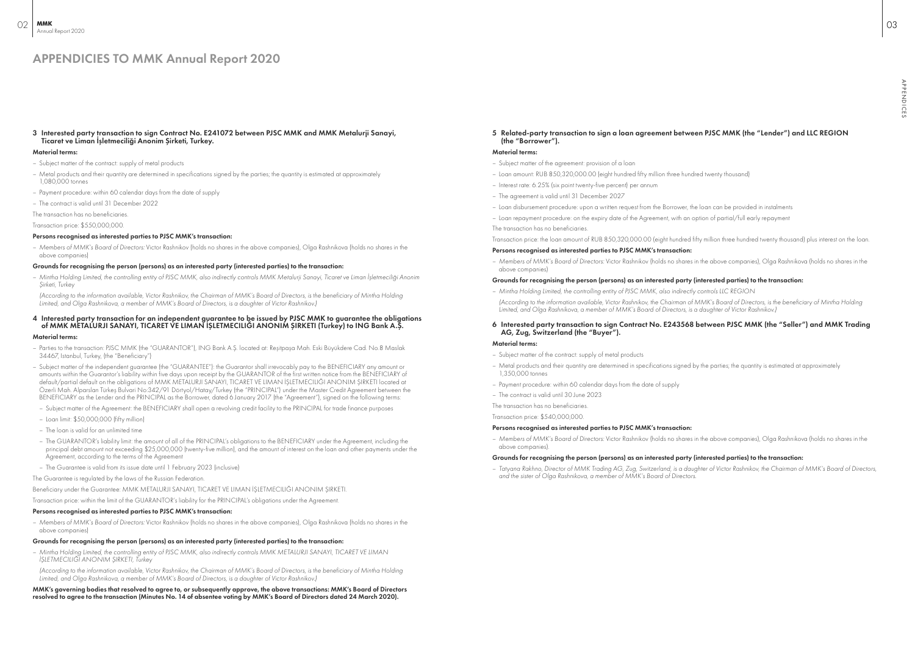# APPENDICIES TO MMK Annual Report 2020

### 3 Interested party transaction to sign Contract No. E241072 between PJSC MMK and MMK Metalurji Sanayi, Ticaret ve Liman İşletmeciliği Anonim Şirketi, Turkey.

**Material terms:**

- Subject matter of the contract: supply of metal products
- Metal products and their quantity are determined in specifications signed by the parties; the quantity is estimated at approximately 1,080,000 tonnes
- Payment procedure: within 60 calendar days from the date of supply
- The contract is valid until 31 December 2022

The transaction has no beneficiaries.

Transaction price: $550,000,000.

**Persons recognised as interested parties to PJSC MMK's transaction:**

- *Members of MMK's Board of Directors:* Victor Rashnikov (holds no shares in the above companies), Olga Rashnikova (holds no shares in the above companies)

**Grounds for recognising the person (persons) as an interested party (interested parties) to the transaction:**

- *Mintha Holding Limited, the controlling entity of PJSC MMK, also indirectly controls MMK Metalurji Sanayi, Ticaret ve Liman İşletmeciliği Anonim Şirketi, Turkey*

  *(According to the information available, Victor Rashnikov, the Chairman of MMK's Board of Directors, is the beneficiary of Mintha Holding Limited, and Olga Rashnikova, a member of MMK's Board of Directors, is a daughter of Victor Rashnikov.)*

### 4 Interested party transaction for an independent guarantee to be issued by PJSC MMK to guarantee the obligations of MMK METALURJI SANAYI, TICARET VE LIMAN İŞLETMECILIĞI ANONIM ŞIRKETI (Turkey) to ING Bank A.Ş.

**Material terms:**

- Parties to the transaction: PJSC MMK (the "GUARANTOR"), ING Bank A.Ş. located at: Reşitpaşa Mah. Eski Büyükdere Cad. No.8 Maslak 34467, Istanbul, Turkey, (the "Beneficiary")
- Subject matter of the independent guarantee (the "GUARANTEE"): the Guarantor shall irrevocably pay to the BENEFICIARY any amount or amounts within the Guarantor's liability within five days upon receipt by the GUARANTOR of the first written notice from the BENEFICIARY of default/partial default on the obligations of MMK METALURJI SANAYI, TICARET VE LIMAN İŞLETMECILIĞI ANONIM ŞIRKETI located at Özerli Mah. Alparslan Türkeş Bulvari No:342/91 Dörtyol/Hatay/Turkey (the "PRINCIPAL") under the Master Credit Agreement between the BENEFICIARY as the Lender and the PRINCIPAL as the Borrower, dated 6 January 2017 (the "Agreement"), signed on the following terms:
  - Subject matter of the Agreement: the BENEFICIARY shall open a revolving credit facility to the PRINCIPAL for trade finance purposes
  - Loan limit: $50,000,000 (fifty million)
  - The loan is valid for an unlimited time
  - The GUARANTOR's liability limit: the amount of all of the PRINCIPAL's obligations to the BENEFICIARY under the Agreement, including the principal debt amount not exceeding $25,000,000 (twenty-five million), and the amount of interest on the loan and other payments under the Agreement, according to the terms of the Agreement
  - The Guarantee is valid from its issue date until 1 February 2023 (inclusive)

The Guarantee is regulated by the laws of the Russian Federation.

Beneficiary under the Guarantee: MMK METALURJI SANAYI, TICARET VE LIMAN İŞLETMECILIĞI ANONIM ŞIRKETI.

Transaction price: within the limit of the GUARANTOR's liability for the PRINCIPAL's obligations under the Agreement.

**Persons recognised as interested parties to PJSC MMK's transaction:**

- *Members of MMK's Board of Directors:* Victor Rashnikov (holds no shares in the above companies), Olga Rashnikova (holds no shares in the above companies)

**Grounds for recognising the person (persons) as an interested party (interested parties) to the transaction:**

- *Mintha Holding Limited, the controlling entity of PJSC MMK, also indirectly controls MMK METALURJI SANAYI, TICARET VE LIMAN İŞLETMECILIĞI ANONIM ŞIRKETI, Turkey*

  *(According to the information available, Victor Rashnikov, the Chairman of MMK's Board of Directors, is the beneficiary of Mintha Holding Limited, and Olga Rashnikova, a member of MMK's Board of Directors, is a daughter of Victor Rashnikov.)*

**MMK's governing bodies that resolved to agree to, or subsequently approve, the above transactions: MMK's Board of Directors resolved to agree to the transaction (Minutes No. 14 of absentee voting by MMK's Board of Directors dated 24 March 2020).**

### 5 Related-party transaction to sign a loan agreement between PJSC MMK (the "Lender") and LLC REGION (the "Borrower").

**Material terms:**

- Subject matter of the agreement: provision of a loan
- Loan amount: RUB 850,320,000.00 (eight hundred fifty million three hundred twenty thousand)
- Interest rate: 6.25% (six point twenty-five percent) per annum
- The agreement is valid until 31 December 2027
- Loan disbursement procedure: upon a written request from the Borrower, the loan can be provided in instalments
- Loan repayment procedure: on the expiry date of the Agreement, with an option of partial/full early repayment

The transaction has no beneficiaries.

Transaction price: the loan amount of RUB 850,320,000.00 (eight hundred fifty million three hundred twenty thousand) plus interest on the loan.

**Persons recognised as interested parties to PJSC MMK's transaction:**

- *Members of MMK's Board of Directors:* Victor Rashnikov (holds no shares in the above companies), Olga Rashnikova (holds no shares in the above companies)

**Grounds for recognising the person (persons) as an interested party (interested parties) to the transaction:**

- *Mintha Holding Limited, the controlling entity of PJSC MMK, also indirectly controls LLC REGION*

  *(According to the information available, Victor Rashnikov, the Chairman of MMK's Board of Directors, is the beneficiary of Mintha Holding Limited, and Olga Rashnikova, a member of MMK's Board of Directors, is a daughter of Victor Rashnikov.)*

### 6 Interested party transaction to sign Contract No. E243568 between PJSC MMK (the "Seller") and MMK Trading AG, Zug, Switzerland (the "Buyer").

**Material terms:**

- Subject matter of the contract: supply of metal products
- Metal products and their quantity are determined in specifications signed by the parties; the quantity is estimated at approximately 1,350,000 tonnes
- Payment procedure: within 60 calendar days from the date of supply
- The contract is valid until 30 June 2023

The transaction has no beneficiaries.

Transaction price: $540,000,000.

**Persons recognised as interested parties to PJSC MMK's transaction:**

- *Members of MMK's Board of Directors:* Victor Rashnikov (holds no shares in the above companies), Olga Rashnikova (holds no shares in the above companies).

**Grounds for recognising the person (persons) as an interested party (interested parties) to the transaction:**

- *Tatyana Rakhno, Director of MMK Trading AG, Zug, Switzerland, is a daughter of Victor Rashnikov, the Chairman of MMK's Board of Directors, and the sister of Olga Rashnikova, a member of MMK's Board of Directors.*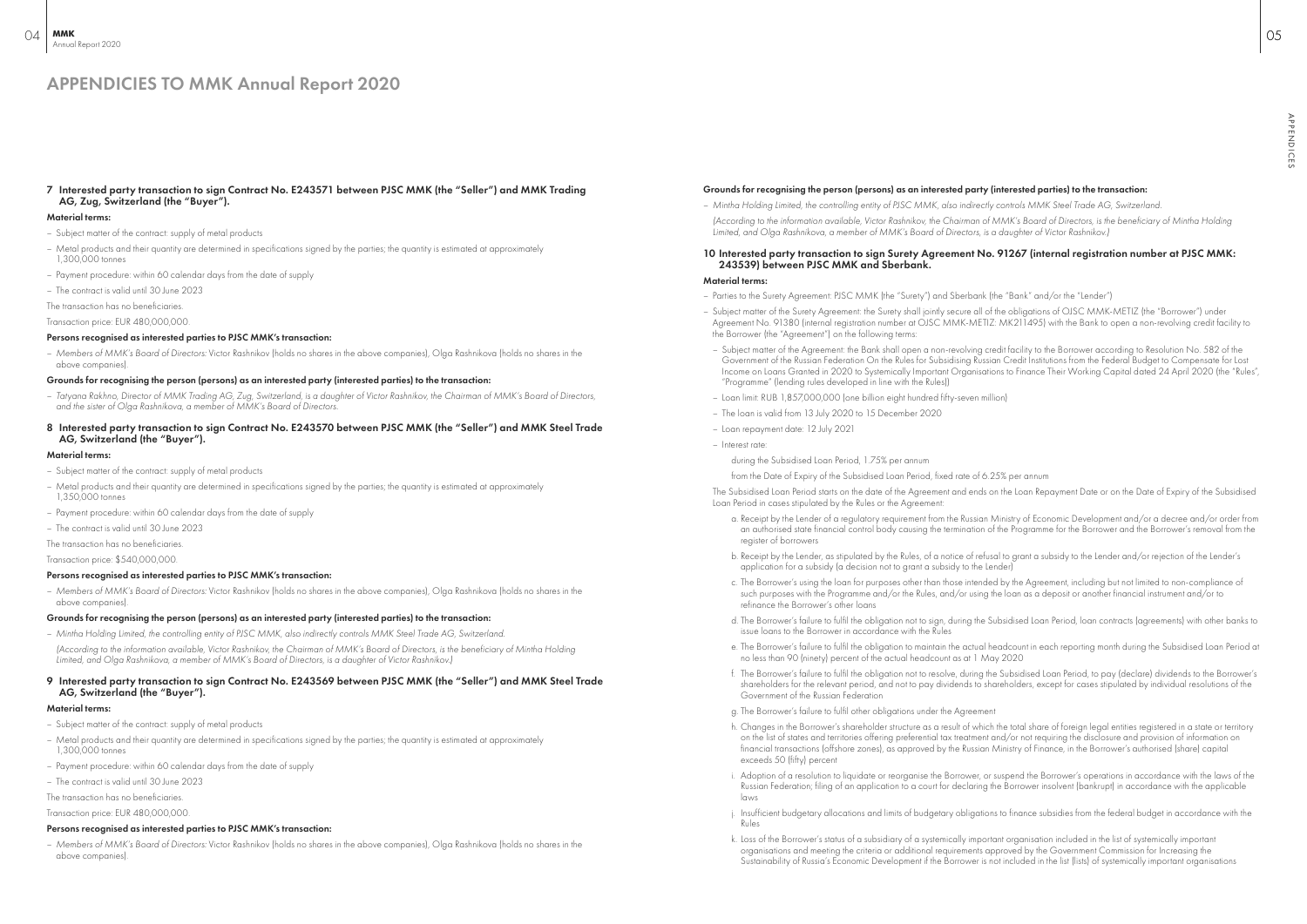# APPENDICIES TO MMK Annual Report 2020

### 7 Interested party transaction to sign Contract No. E243571 between PJSC MMK (the "Seller") and MMK Trading AG, Zug, Switzerland (the "Buyer").

**Material terms:**

- Subject matter of the contract: supply of metal products
- Metal products and their quantity are determined in specifications signed by the parties; the quantity is estimated at approximately 1,300,000 tonnes
- Payment procedure: within 60 calendar days from the date of supply
- The contract is valid until 30 June 2023

The transaction has no beneficiaries.

Transaction price: EUR 480,000,000.

**Persons recognised as interested parties to PJSC MMK's transaction:**

- *Members of MMK's Board of Directors:* Victor Rashnikov (holds no shares in the above companies), Olga Rashnikova (holds no shares in the above companies).

**Grounds for recognising the person (persons) as an interested party (interested parties) to the transaction:**

- *Tatyana Rakhno, Director of MMK Trading AG, Zug, Switzerland, is a daughter of Victor Rashnikov, the Chairman of MMK's Board of Directors, and the sister of Olga Rashnikova, a member of MMK's Board of Directors.*

### 8 Interested party transaction to sign Contract No. E243570 between PJSC MMK (the "Seller") and MMK Steel Trade AG, Switzerland (the "Buyer").

**Material terms:**

- Subject matter of the contract: supply of metal products
- Metal products and their quantity are determined in specifications signed by the parties; the quantity is estimated at approximately 1,350,000 tonnes
- Payment procedure: within 60 calendar days from the date of supply
- The contract is valid until 30 June 2023

The transaction has no beneficiaries.

Transaction price: $540,000,000.

**Persons recognised as interested parties to PJSC MMK's transaction:**

- *Members of MMK's Board of Directors:* Victor Rashnikov (holds no shares in the above companies), Olga Rashnikova (holds no shares in the above companies).

**Grounds for recognising the person (persons) as an interested party (interested parties) to the transaction:**

- *Mintha Holding Limited, the controlling entity of PJSC MMK, also indirectly controls MMK Steel Trade AG, Switzerland.*

  *(According to the information available, Victor Rashnikov, the Chairman of MMK's Board of Directors, is the beneficiary of Mintha Holding Limited, and Olga Rashnikova, a member of MMK's Board of Directors, is a daughter of Victor Rashnikov.)*

### 9 Interested party transaction to sign Contract No. E243569 between PJSC MMK (the "Seller") and MMK Steel Trade AG, Switzerland (the "Buyer").

**Material terms:**

- Subject matter of the contract: supply of metal products
- Metal products and their quantity are determined in specifications signed by the parties; the quantity is estimated at approximately 1,300,000 tonnes
- Payment procedure: within 60 calendar days from the date of supply
- The contract is valid until 30 June 2023

The transaction has no beneficiaries.

Transaction price: EUR 480,000,000.

**Persons recognised as interested parties to PJSC MMK's transaction:**

- *Members of MMK's Board of Directors:* Victor Rashnikov (holds no shares in the above companies), Olga Rashnikova (holds no shares in the above companies).

**Grounds for recognising the person (persons) as an interested party (interested parties) to the transaction:**

- *Mintha Holding Limited, the controlling entity of PJSC MMK, also indirectly controls MMK Steel Trade AG, Switzerland.*

  *(According to the information available, Victor Rashnikov, the Chairman of MMK's Board of Directors, is the beneficiary of Mintha Holding Limited, and Olga Rashnikova, a member of MMK's Board of Directors, is a daughter of Victor Rashnikov.)*

### 10 Interested party transaction to sign Surety Agreement No. 91267 (internal registration number at PJSC MMK: 243539) between PJSC MMK and Sberbank.

**Material terms:**

- Parties to the Surety Agreement: PJSC MMK (the "Surety") and Sberbank (the "Bank" and/or the "Lender")
- Subject matter of the Surety Agreement: the Surety shall jointly secure all of the obligations of OJSC MMK-METIZ (the "Borrower") under Agreement No. 91380 (internal registration number at OJSC MMK-METIZ: MK211495) with the Bank to open a non-revolving credit facility to the Borrower (the "Agreement") on the following terms:
  - Subject matter of the Agreement: the Bank shall open a non-revolving credit facility to the Borrower according to Resolution No. 582 of the Government of the Russian Federation On the Rules for Subsidising Russian Credit Institutions from the Federal Budget to Compensate for Lost Income on Loans Granted in 2020 to Systemically Important Organisations to Finance Their Working Capital dated 24 April 2020 (the "Rules", "Programme" (lending rules developed in line with the Rules))
  - Loan limit: RUB 1,857,000,000 (one billion eight hundred fifty-seven million)
  - The loan is valid from 13 July 2020 to 15 December 2020
  - Loan repayment date: 12 July 2021
  - Interest rate:

    during the Subsidised Loan Period, 1.75% per annum

    from the Date of Expiry of the Subsidised Loan Period, fixed rate of 6.25% per annum

  The Subsidised Loan Period starts on the date of the Agreement and ends on the Loan Repayment Date or on the Date of Expiry of the Subsidised Loan Period in cases stipulated by the Rules or the Agreement:

  a. Receipt by the Lender of a regulatory requirement from the Russian Ministry of Economic Development and/or a decree and/or order from an authorised state financial control body causing the termination of the Programme for the Borrower and the Borrower's removal from the register of borrowers

  b. Receipt by the Lender, as stipulated by the Rules, of a notice of refusal to grant a subsidy to the Lender and/or rejection of the Lender's application for a subsidy (a decision not to grant a subsidy to the Lender)

  c. The Borrower's using the loan for purposes other than those intended by the Agreement, including but not limited to non-compliance of such purposes with the Programme and/or the Rules, and/or using the loan as a deposit or another financial instrument and/or to refinance the Borrower's other loans

  d. The Borrower's failure to fulfil the obligation not to sign, during the Subsidised Loan Period, loan contracts (agreements) with other banks to issue loans to the Borrower in accordance with the Rules

  e. The Borrower's failure to fulfil the obligation to maintain the actual headcount in each reporting month during the Subsidised Loan Period at no less than 90 (ninety) percent of the actual headcount as at 1 May 2020

  f. The Borrower's failure to fulfil the obligation not to resolve, during the Subsidised Loan Period, to pay (declare) dividends to the Borrower's shareholders for the relevant period, and not to pay dividends to shareholders, except for cases stipulated by individual resolutions of the Government of the Russian Federation

  g. The Borrower's failure to fulfil other obligations under the Agreement

  h. Changes in the Borrower's shareholder structure as a result of which the total share of foreign legal entities registered in a state or territory on the list of states and territories offering preferential tax treatment and/or not requiring the disclosure and provision of information on financial transactions (offshore zones), as approved by the Russian Ministry of Finance, in the Borrower's authorised (share) capital exceeds 50 (fifty) percent

  i. Adoption of a resolution to liquidate or reorganise the Borrower, or suspend the Borrower's operations in accordance with the laws of the Russian Federation; filing of an application to a court for declaring the Borrower insolvent (bankrupt) in accordance with the applicable laws

  j. Insufficient budgetary allocations and limits of budgetary obligations to finance subsidies from the federal budget in accordance with the Rules

  k. Loss of the Borrower's status of a subsidiary of a systemically important organisation included in the list of systemically important organisations and meeting the criteria or additional requirements approved by the Government Commission for Increasing the Sustainability of Russia's Economic Development if the Borrower is not included in the list (lists) of systemically important organisations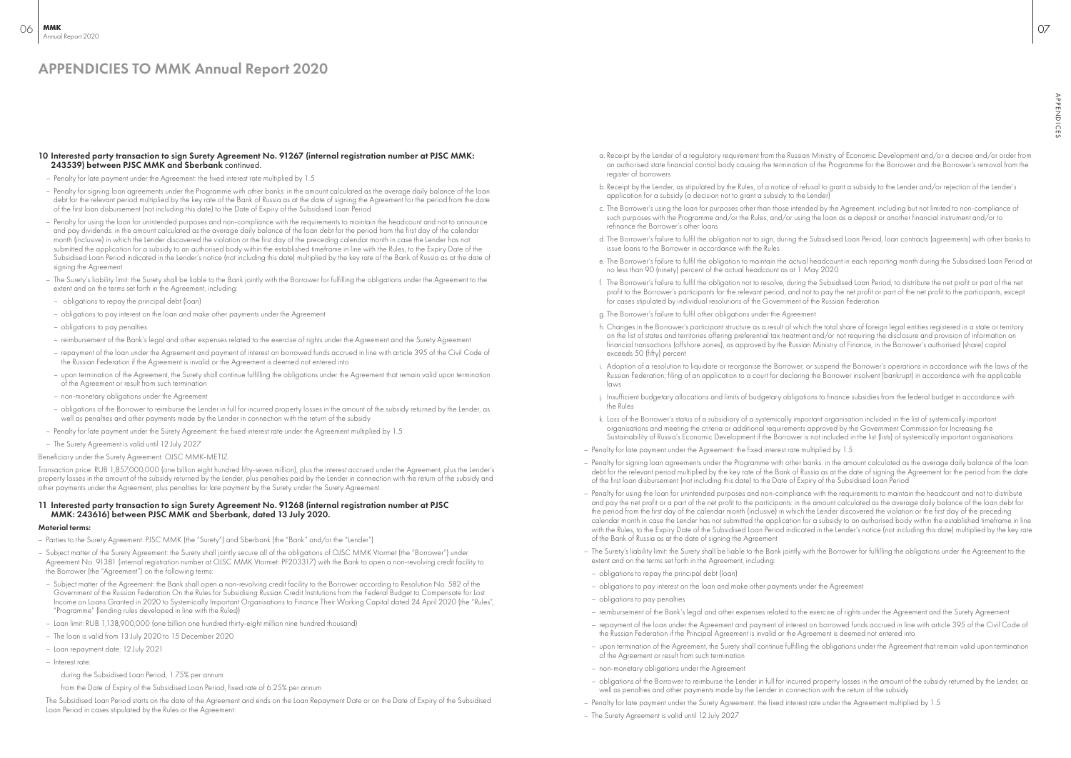# APPENDICIES TO MMK Annual Report 2020

### 10 Interested party transaction to sign Surety Agreement No. 91267 (internal registration number at PJSC MMK: 243539) between PJSC MMK and Sberbank continued.

- Penalty for late payment under the Agreement: the fixed interest rate multiplied by 1.5
- Penalty for signing loan agreements under the Programme with other banks: in the amount calculated as the average daily balance of the loan debt for the relevant period multiplied by the key rate of the Bank of Russia as at the date of signing the Agreement for the period from the date of the first loan disbursement (not including this date) to the Date of Expiry of the Subsidised Loan Period
- Penalty for using the loan for unintended purposes and non-compliance with the requirements to maintain the headcount and not to announce and pay dividends: in the amount calculated as the average daily balance of the loan debt for the period from the first day of the calendar month (inclusive) in which the Lender discovered the violation or the first day of the preceding calendar month in case the Lender has not submitted the application for a subsidy to an authorised body within the established timeframe in line with the Rules, to the Expiry Date of the Subsidised Loan Period indicated in the Lender's notice (not including this date) multiplied by the key rate of the Bank of Russia as at the date of signing the Agreement
- The Surety's liability limit: the Surety shall be liable to the Bank jointly with the Borrower for fulfilling the obligations under the Agreement to the extent and on the terms set forth in the Agreement, including:
  - obligations to repay the principal debt (loan)
  - obligations to pay interest on the loan and make other payments under the Agreement
  - obligations to pay penalties
  - reimbursement of the Bank's legal and other expenses related to the exercise of rights under the Agreement and the Surety Agreement
  - repayment of the loan under the Agreement and payment of interest on borrowed funds accrued in line with article 395 of the Civil Code of the Russian Federation if the Agreement is invalid or the Agreement is deemed not entered into
  - upon termination of the Agreement, the Surety shall continue fulfilling the obligations under the Agreement that remain valid upon termination of the Agreement or result from such termination
  - non-monetary obligations under the Agreement
  - obligations of the Borrower to reimburse the Lender in full for incurred property losses in the amount of the subsidy returned by the Lender, as well as penalties and other payments made by the Lender in connection with the return of the subsidy
- Penalty for late payment under the Surety Agreement: the fixed interest rate under the Agreement multiplied by 1.5
- The Surety Agreement is valid until 12 July 2027

Beneficiary under the Surety Agreement: OJSC MMK-METIZ.

Transaction price: RUB 1,857,000,000 (one billion eight hundred fifty-seven million), plus the interest accrued under the Agreement, plus the Lender's property losses in the amount of the subsidy returned by the Lender, plus penalties paid by the Lender in connection with the return of the subsidy and other payments under the Agreement; plus penalties for late payment by the Surety under the Surety Agreement.

### 11 Interested party transaction to sign Surety Agreement No. 91268 (internal registration number at PJSC MMK: 243616) between PJSC MMK and Sberbank, dated 13 July 2020.

#### Material terms:

- Parties to the Surety Agreement: PJSC MMK (the "Surety") and Sberbank (the "Bank" and/or the "Lender")
- Subject matter of the Surety Agreement: the Surety shall jointly secure all of the obligations of OJSC MMK Vtormet (the "Borrower") under Agreement No. 91381 (internal registration number at OJSC MMK Vtormet: PF203317) with the Bank to open a non-revolving credit facility to the Borrower (the "Agreement") on the following terms:
  - Subject matter of the Agreement: the Bank shall open a non-revolving credit facility to the Borrower according to Resolution No. 582 of the Government of the Russian Federation On the Rules for Subsidising Russian Credit Institutions from the Federal Budget to Compensate for Lost Income on Loans Granted in 2020 to Systemically Important Organisations to Finance Their Working Capital dated 24 April 2020 (the "Rules", "Programme" (lending rules developed in line with the Rules))
  - Loan limit: RUB 1,138,900,000 (one billion one hundred thirty-eight million nine hundred thousand)
  - The loan is valid from 13 July 2020 to 15 December 2020
  - Loan repayment date: 12 July 2021
  - Interest rate:

    during the Subsidised Loan Period, 1.75% per annum

    from the Date of Expiry of the Subsidised Loan Period, fixed rate of 6.25% per annum

  The Subsidised Loan Period starts on the date of the Agreement and ends on the Loan Repayment Date or on the Date of Expiry of the Subsidised Loan Period in cases stipulated by the Rules or the Agreement:

  a. Receipt by the Lender of a regulatory requirement from the Russian Ministry of Economic Development and/or a decree and/or order from an authorised state financial control body causing the termination of the Programme for the Borrower and the Borrower's removal from the register of borrowers

  b. Receipt by the Lender, as stipulated by the Rules, of a notice of refusal to grant a subsidy to the Lender and/or rejection of the Lender's application for a subsidy (a decision not to grant a subsidy to the Lender)

  c. The Borrower's using the loan for purposes other than those intended by the Agreement, including but not limited to non-compliance of such purposes with the Programme and/or the Rules, and/or using the loan as a deposit or another financial instrument and/or to refinance the Borrower's other loans

  d. The Borrower's failure to fulfil the obligation not to sign, during the Subsidised Loan Period, loan contracts (agreements) with other banks to issue loans to the Borrower in accordance with the Rules

  e. The Borrower's failure to fulfil the obligation to maintain the actual headcount in each reporting month during the Subsidised Loan Period at no less than 90 (ninety) percent of the actual headcount as at 1 May 2020

  f. The Borrower's failure to fulfil the obligation not to resolve, during the Subsidised Loan Period, to distribute the net profit or part of the net profit to the Borrower's participants for the relevant period, and not to pay the net profit or part of the net profit to the participants, except for cases stipulated by individual resolutions of the Government of the Russian Federation

  g. The Borrower's failure to fulfil other obligations under the Agreement

  h. Changes in the Borrower's participant structure as a result of which the total share of foreign legal entities registered in a state or territory on the list of states and territories offering preferential tax treatment and/or not requiring the disclosure and provision of information on financial transactions (offshore zones), as approved by the Russian Ministry of Finance, in the Borrower's authorised (share) capital exceeds 50 (fifty) percent

  i. Adoption of a resolution to liquidate or reorganise the Borrower, or suspend the Borrower's operations in accordance with the laws of the Russian Federation; filing of an application to a court for declaring the Borrower insolvent (bankrupt) in accordance with the applicable laws

  j. Insufficient budgetary allocations and limits of budgetary obligations to finance subsidies from the federal budget in accordance with the Rules

  k. Loss of the Borrower's status of a subsidiary of a systemically important organisation included in the list of systemically important organisations and meeting the criteria or additional requirements approved by the Government Commission for Increasing the Sustainability of Russia's Economic Development if the Borrower is not included in the list (lists) of systemically important organisations

- Penalty for late payment under the Agreement: the fixed interest rate multiplied by 1.5
- Penalty for signing loan agreements under the Programme with other banks: in the amount calculated as the average daily balance of the loan debt for the relevant period multiplied by the key rate of the Bank of Russia as at the date of signing the Agreement for the period from the date of the first loan disbursement (not including this date) to the Date of Expiry of the Subsidised Loan Period
- Penalty for using the loan for unintended purposes and non-compliance with the requirements to maintain the headcount and not to distribute and pay the net profit or a part of the net profit to the participants: in the amount calculated as the average daily balance of the loan debt for the period from the first day of the calendar month (inclusive) in which the Lender discovered the violation or the first day of the preceding calendar month in case the Lender has not submitted the application for a subsidy to an authorised body within the established timeframe in line with the Rules, to the Expiry Date of the Subsidised Loan Period indicated in the Lender's notice (not including this date) multiplied by the key rate of the Bank of Russia as at the date of signing the Agreement
- The Surety's liability limit: the Surety shall be liable to the Bank jointly with the Borrower for fulfilling the obligations under the Agreement to the extent and on the terms set forth in the Agreement, including:
  - obligations to repay the principal debt (loan)
  - obligations to pay interest on the loan and make other payments under the Agreement
  - obligations to pay penalties
  - reimbursement of the Bank's legal and other expenses related to the exercise of rights under the Agreement and the Surety Agreement
  - repayment of the loan under the Agreement and payment of interest on borrowed funds accrued in line with article 395 of the Civil Code of the Russian Federation if the Principal Agreement is invalid or the Agreement is deemed not entered into
  - upon termination of the Agreement, the Surety shall continue fulfilling the obligations under the Agreement that remain valid upon termination of the Agreement or result from such termination
  - non-monetary obligations under the Agreement
  - obligations of the Borrower to reimburse the Lender in full for incurred property losses in the amount of the subsidy returned by the Lender, as well as penalties and other payments made by the Lender in connection with the return of the subsidy
- Penalty for late payment under the Surety Agreement: the fixed interest rate under the Agreement multiplied by 1.5
- The Surety Agreement is valid until 12 July 2027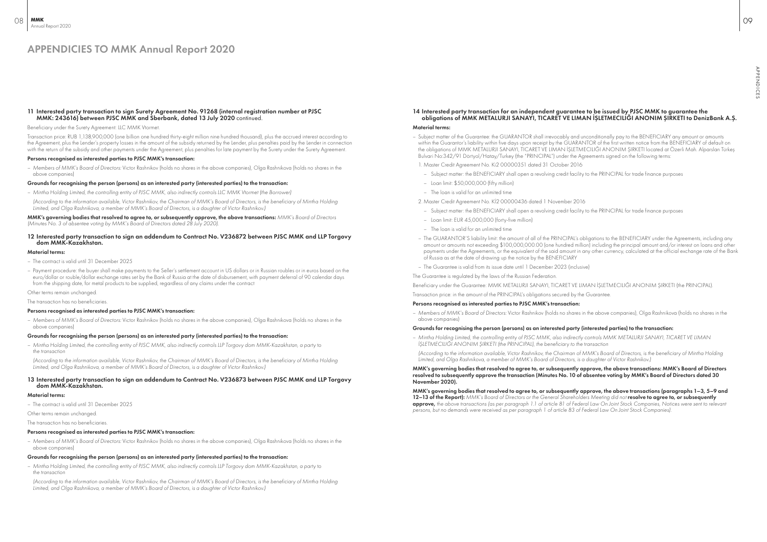# APPENDICIES TO MMK Annual Report 2020

### 11 Interested party transaction to sign Surety Agreement No. 91268 (internal registration number at PJSC MMK: 243616) between PJSC MMK and Sberbank, dated 13 July 2020 continued.

Beneficiary under the Surety Agreement: LLC MMK Vtormet.

Transaction price: RUB 1,138,900,000 (one billion one hundred thirty-eight million nine hundred thousand), plus the accrued interest according to the Agreement, plus the Lender's property losses in the amount of the subsidy returned by the Lender, plus penalties paid by the Lender in connection with the return of the subsidy and other payments under the Agreement, plus penalties for late payment by the Surety under the Surety Agreement.

**Persons recognised as interested parties to PJSC MMK's transaction:**

– *Members of MMK's Board of Directors:* Victor Rashnikov (holds no shares in the above companies), Olga Rashnikova (holds no shares in the above companies)

**Grounds for recognising the person (persons) as an interested party (interested parties) to the transaction:**

– *Mintha Holding Limited, the controlling entity of PJSC MMK, also indirectly controls LLC MMK Vtormet (the Borrower)*

*(According to the information available, Victor Rashnikov, the Chairman of MMK's Board of Directors, is the beneficiary of Mintha Holding Limited, and Olga Rashnikova, a member of MMK's Board of Directors, is a daughter of Victor Rashnikov.)*

**MMK's governing bodies that resolved to agree to, or subsequently approve, the above transactions:** *MMK's Board of Directors (Minutes No. 3 of absentee voting by MMK's Board of Directors dated 28 July 2020).*

### 12 Interested party transaction to sign an addendum to Contract No. V236872 between PJSC MMK and LLP Torgovy dom MMK-Kazakhstan.

**Material terms:**

– The contract is valid until 31 December 2025

– Payment procedure: the buyer shall make payments to the Seller's settlement account in US dollars or in Russian roubles or in euros based on the euro/dollar or rouble/dollar exchange rates set by the Bank of Russia at the date of disbursement, with payment deferral of 90 calendar days from the shipping date, for metal products to be supplied, regardless of any claims under the contract

Other terms remain unchanged.

The transaction has no beneficiaries.

**Persons recognised as interested parties to PJSC MMK's transaction:**

– *Members of MMK's Board of Directors:* Victor Rashnikov (holds no shares in the above companies), Olga Rashnikova (holds no shares in the above companies)

**Grounds for recognising the person (persons) as an interested party (interested parties) to the transaction:**

– *Mintha Holding Limited, the controlling entity of PJSC MMK, also indirectly controls LLP Torgovy dom MMK-Kazakhstan, a party to the transaction*

*(According to the information available, Victor Rashnikov, the Chairman of MMK's Board of Directors, is the beneficiary of Mintha Holding Limited, and Olga Rashnikova, a member of MMK's Board of Directors, is a daughter of Victor Rashnikov.)*

### 13 Interested party transaction to sign an addendum to Contract No. V236873 between PJSC MMK and LLP Torgovy dom MMK-Kazakhstan.

**Material terms:**

– The contract is valid until 31 December 2025

Other terms remain unchanged.

The transaction has no beneficiaries.

**Persons recognised as interested parties to PJSC MMK's transaction:**

– *Members of MMK's Board of Directors:* Victor Rashnikov (holds no shares in the above companies), Olga Rashnikova (holds no shares in the above companies)

**Grounds for recognising the person (persons) as an interested party (interested parties) to the transaction:**

– *Mintha Holding Limited, the controlling entity of PJSC MMK, also indirectly controls LLP Torgovy dom MMK-Kazakhstan, a party to the transaction*

*(According to the information available, Victor Rashnikov, the Chairman of MMK's Board of Directors, is the beneficiary of Mintha Holding Limited, and Olga Rashnikova, a member of MMK's Board of Directors, is a daughter of Victor Rashnikov.)*

### 14 Interested party transaction for an independent guarantee to be issued by PJSC MMK to guarantee the obligations of MMK METALURJI SANAYI, TICARET VE LIMAN İŞLETMECILIĞI ANONIM ŞIRKETI to DenizBank A.Ş.

**Material terms:**

– Subject matter of the Guarantee: the GUARANTOR shall irrevocably and unconditionally pay to the BENEFICIARY any amount or amounts within the Guarantor's liability within five days upon receipt by the GUARANTOR of the first written notice from the BENEFICIARY of default on the obligations of MMK METALURJI SANAYI, TICARET VE LIMAN İŞLETMECILIĞI ANONIM ŞIRKETI located at Özerli Mah. Alparslan Türkeş Bulvari No:342/91 Dörtyol/Hatay/Turkey (the "PRINCIPAL") under the Agreements signed on the following terms:

1. Master Credit Agreement No. Ki2 00000351 dated 31 October 2016
   – Subject matter: the BENEFICIARY shall open a revolving credit facility to the PRINCIPAL for trade finance purposes
   – Loan limit: \$50,000,000 (fifty million)
   – The loan is valid for an unlimited time
2. Master Credit Agreement No. KI2 00000436 dated 1 November 2016
   – Subject matter: the BENEFICIARY shall open a revolving credit facility to the PRINCIPAL for trade finance purposes
   – Loan limit: EUR 45,000,000 (forty-five million)
   – The loan is valid for an unlimited time

– The GUARANTOR'S liability limit: the amount of all of the PRINCIPAL's obligations to the BENEFICIARY under the Agreements, including any amount or amounts not exceeding \$100,000,000.00 (one hundred million) including the principal amount and/or interest on loans and other payments under the Agreements, or the equivalent of the said amount in any other currency, calculated at the official exchange rate of the Bank of Russia as at the date of drawing up the notice by the BENEFICIARY

– The Guarantee is valid from its issue date until 1 December 2023 (inclusive)

The Guarantee is regulated by the laws of the Russian Federation.

Beneficiary under the Guarantee: MMK METALURJI SANAYI, TICARET VE LIMAN İŞLETMECILIĞI ANONIM ŞIRKETI (the PRINCIPAL).

Transaction price: in the amount of the PRINCIPAL's obligations secured by the Guarantee.

**Persons recognised as interested parties to PJSC MMK's transaction:**

– *Members of MMK's Board of Directors:* Victor Rashnikov (holds no shares in the above companies), Olga Rashnikova (holds no shares in the above companies)

**Grounds for recognising the person (persons) as an interested party (interested parties) to the transaction:**

– *Mintha Holding Limited, the controlling entity of PJSC MMK, also indirectly controls MMK METALURJI SANAYI, TICARET VE LIMAN İŞLETMECILIĞI ANONIM ŞIRKETI (the PRINCIPAL), the beneficiary to the transaction*

*(According to the information available, Victor Rashnikov, the Chairman of MMK's Board of Directors, is the beneficiary of Mintha Holding Limited, and Olga Rashnikova, a member of MMK's Board of Directors, is a daughter of Victor Rashnikov.)*

**MMK's governing bodies that resolved to agree to, or subsequently approve, the above transactions: MMK's Board of Directors resolved to subsequently approve the transaction (Minutes No. 10 of absentee voting by MMK's Board of Directors dated 30 November 2020).**

**MMK's governing bodies that resolved to agree to, or subsequently approve, the above transactions (paragraphs 1–3, 5–9 and 12–13 of the Report):** *MMK's Board of Directors or the General Shareholders Meeting did not* **resolve to agree to, or subsequently approve,** *the above transactions (as per paragraph 1.1 of article 81 of Federal Law On Joint Stock Companies, Notices were sent to relevant persons, but no demands were received as per paragraph 1 of article 83 of Federal Law On Joint Stock Companies).*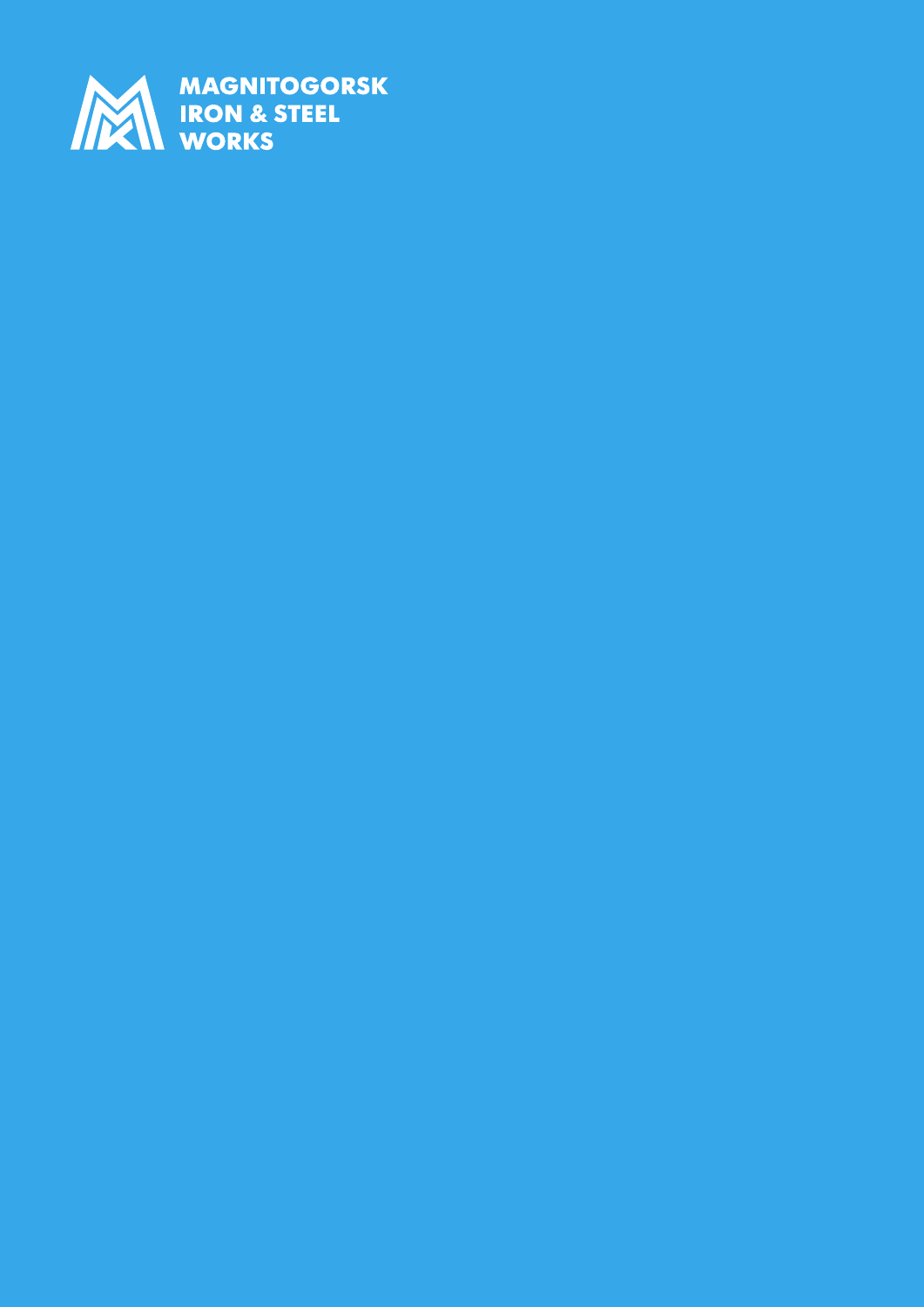MAGNITOGORSK
IRON & STEEL
WORKS